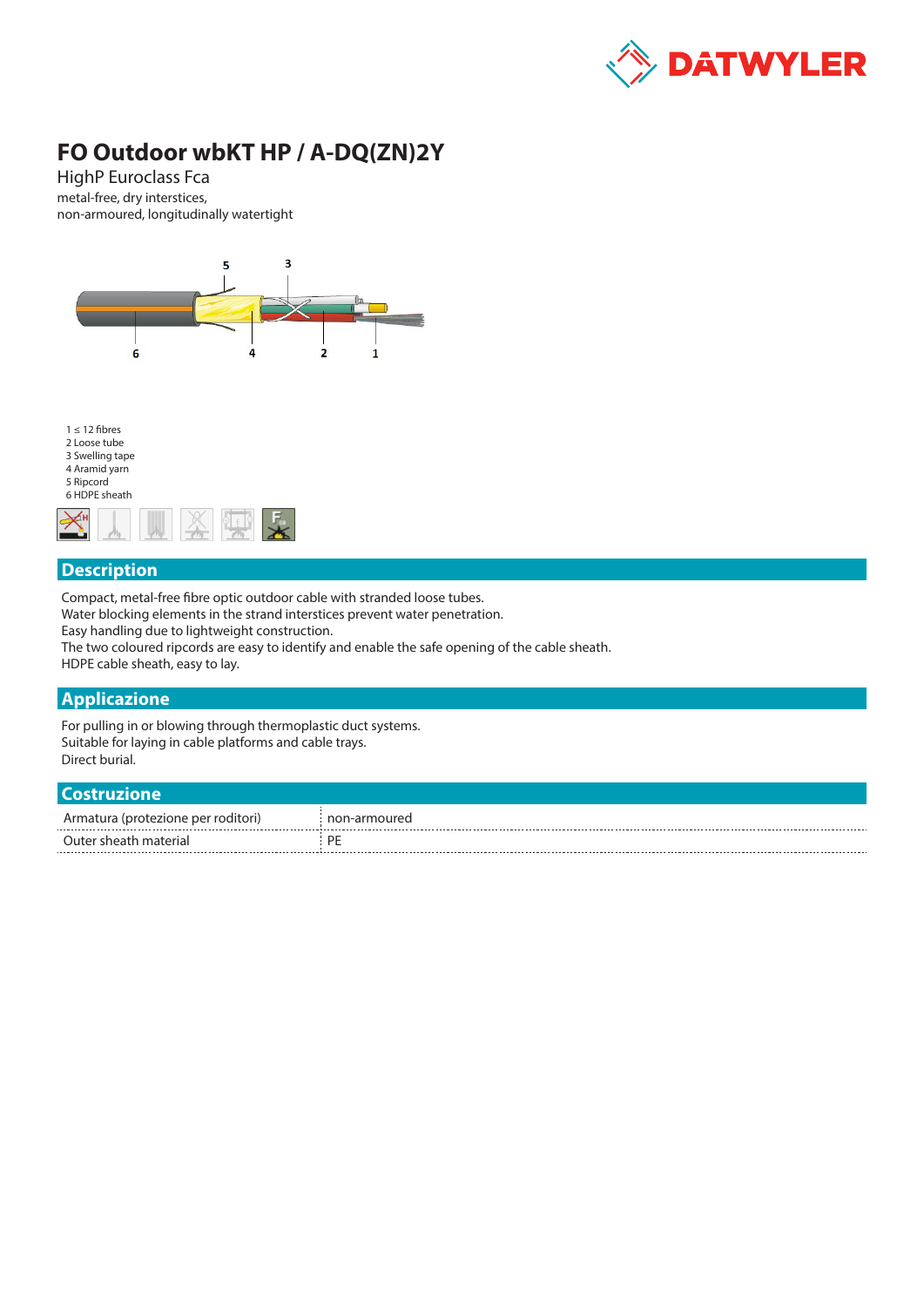# FO Outdoor wbKT HP / A-DQ(ZN)2Y

HighP Euroclass Fca

metal-free, dry interstices,
non-armoured, longitudinally watertight

1 ≤ 12 fibres
2 Loose tube
3 Swelling tape
4 Aramid yarn
5 Ripcord
6 HDPE sheath

## Description

Compact, metal-free fibre optic outdoor cable with stranded loose tubes.
Water blocking elements in the strand interstices prevent water penetration.
Easy handling due to lightweight construction.
The two coloured ripcords are easy to identify and enable the safe opening of the cable sheath.
HDPE cable sheath, easy to lay.

## Applicazione

For pulling in or blowing through thermoplastic duct systems.
Suitable for laying in cable platforms and cable trays.
Direct burial.

## Costruzione

| | |
|---|---|
| Armatura (protezione per roditori) | non-armoured |
| Outer sheath material | PE |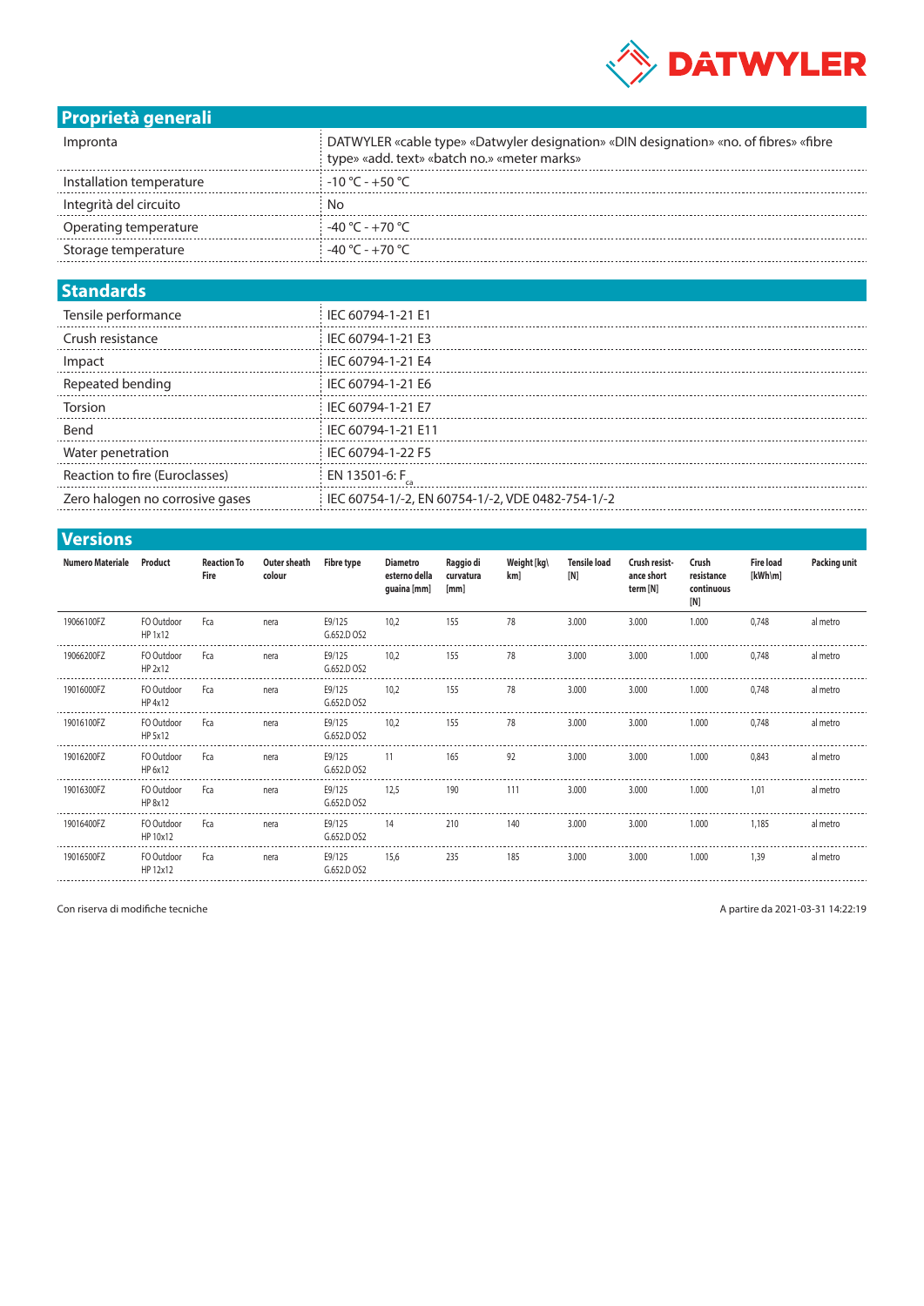## Proprietà generali

| | |
|---|---|
| Impronta | DATWYLER «cable type» «Datwyler designation» «DIN designation» «no. of fibres» «fibre type» «add. text» «batch no.» «meter marks» |
| Installation temperature | -10 °C - +50 °C |
| Integrità del circuito | No |
| Operating temperature | -40 °C - +70 °C |
| Storage temperature | -40 °C - +70 °C |

## Standards

| | |
|---|---|
| Tensile performance | IEC 60794-1-21 E1 |
| Crush resistance | IEC 60794-1-21 E3 |
| Impact | IEC 60794-1-21 E4 |
| Repeated bending | IEC 60794-1-21 E6 |
| Torsion | IEC 60794-1-21 E7 |
| Bend | IEC 60794-1-21 E11 |
| Water penetration | IEC 60794-1-22 F5 |
| Reaction to fire (Euroclasses) | EN 13501-6: $F_{ca}$ |
| Zero halogen no corrosive gases | IEC 60754-1/-2, EN 60754-1/-2, VDE 0482-754-1/-2 |

## Versions

| Numero Materiale | Product | Reaction To Fire | Outer sheath colour | Fibre type | Diametro esterno della guaina [mm] | Raggio di curvatura [mm] | Weight [kg\km] | Tensile load [N] | Crush resistance short term [N] | Crush resistance continuous [N] | Fire load [kWh\m] | Packing unit |
|---|---|---|---|---|---|---|---|---|---|---|---|---|
| 19066100FZ | FO Outdoor HP 1x12 | Fca | nera | E9/125 G.652.D OS2 | 10,2 | 155 | 78 | 3.000 | 3.000 | 1.000 | 0,748 | al metro |
| 19066200FZ | FO Outdoor HP 2x12 | Fca | nera | E9/125 G.652.D OS2 | 10,2 | 155 | 78 | 3.000 | 3.000 | 1.000 | 0,748 | al metro |
| 19016000FZ | FO Outdoor HP 4x12 | Fca | nera | E9/125 G.652.D OS2 | 10,2 | 155 | 78 | 3.000 | 3.000 | 1.000 | 0,748 | al metro |
| 19016100FZ | FO Outdoor HP 5x12 | Fca | nera | E9/125 G.652.D OS2 | 10,2 | 155 | 78 | 3.000 | 3.000 | 1.000 | 0,748 | al metro |
| 19016200FZ | FO Outdoor HP 6x12 | Fca | nera | E9/125 G.652.D OS2 | 11 | 165 | 92 | 3.000 | 3.000 | 1.000 | 0,843 | al metro |
| 19016300FZ | FO Outdoor HP 8x12 | Fca | nera | E9/125 G.652.D OS2 | 12,5 | 190 | 111 | 3.000 | 3.000 | 1.000 | 1,01 | al metro |
| 19016400FZ | FO Outdoor HP 10x12 | Fca | nera | E9/125 G.652.D OS2 | 14 | 210 | 140 | 3.000 | 3.000 | 1.000 | 1,185 | al metro |
| 19016500FZ | FO Outdoor HP 12x12 | Fca | nera | E9/125 G.652.D OS2 | 15,6 | 235 | 185 | 3.000 | 3.000 | 1.000 | 1,39 | al metro |

Con riserva di modifiche tecniche

A partire da 2021-03-31 14:22:19